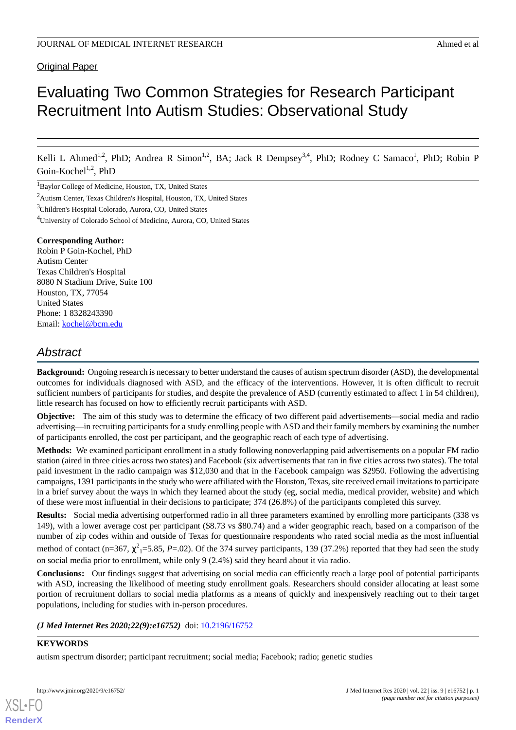Original Paper

# Evaluating Two Common Strategies for Research Participant Recruitment Into Autism Studies: Observational Study

Kelli L Ahmed[1,2], PhD; Andrea R Simon[1,2], BA; Jack R Dempsey[3,4], PhD; Rodney C Samaco[1], PhD; Robin P Goin-Kochel[1,2], PhD

[1]Baylor College of Medicine, Houston, TX, United States

[2]Autism Center, Texas Children's Hospital, Houston, TX, United States

[3]Children's Hospital Colorado, Aurora, CO, United States

[4]University of Colorado School of Medicine, Aurora, CO, United States

**Corresponding Author:**
Robin P Goin-Kochel, PhD
Autism Center
Texas Children's Hospital
8080 N Stadium Drive, Suite 100
Houston, TX, 77054
United States
Phone: 1 8328243390
Email: kochel@bcm.edu

## Abstract

**Background:** Ongoing research is necessary to better understand the causes of autism spectrum disorder (ASD), the developmental outcomes for individuals diagnosed with ASD, and the efficacy of the interventions. However, it is often difficult to recruit sufficient numbers of participants for studies, and despite the prevalence of ASD (currently estimated to affect 1 in 54 children), little research has focused on how to efficiently recruit participants with ASD.

**Objective:** The aim of this study was to determine the efficacy of two different paid advertisements—social media and radio advertising—in recruiting participants for a study enrolling people with ASD and their family members by examining the number of participants enrolled, the cost per participant, and the geographic reach of each type of advertising.

**Methods:** We examined participant enrollment in a study following nonoverlapping paid advertisements on a popular FM radio station (aired in three cities across two states) and Facebook (six advertisements that ran in five cities across two states). The total paid investment in the radio campaign was $12,030 and that in the Facebook campaign was $2950. Following the advertising campaigns, 1391 participants in the study who were affiliated with the Houston, Texas, site received email invitations to participate in a brief survey about the ways in which they learned about the study (eg, social media, medical provider, website) and which of these were most influential in their decisions to participate; 374 (26.8%) of the participants completed this survey.

**Results:** Social media advertising outperformed radio in all three parameters examined by enrolling more participants (338 vs 149), with a lower average cost per participant ($8.73 vs $80.74) and a wider geographic reach, based on a comparison of the number of zip codes within and outside of Texas for questionnaire respondents who rated social media as the most influential method of contact (n=367, $\chi^2_1$=5.85, *P*=.02). Of the 374 survey participants, 139 (37.2%) reported that they had seen the study on social media prior to enrollment, while only 9 (2.4%) said they heard about it via radio.

**Conclusions:** Our findings suggest that advertising on social media can efficiently reach a large pool of potential participants with ASD, increasing the likelihood of meeting study enrollment goals. Researchers should consider allocating at least some portion of recruitment dollars to social media platforms as a means of quickly and inexpensively reaching out to their target populations, including for studies with in-person procedures.

***(J Med Internet Res 2020;22(9):e16752)*** doi: 10.2196/16752

**KEYWORDS**

autism spectrum disorder; participant recruitment; social media; Facebook; radio; genetic studies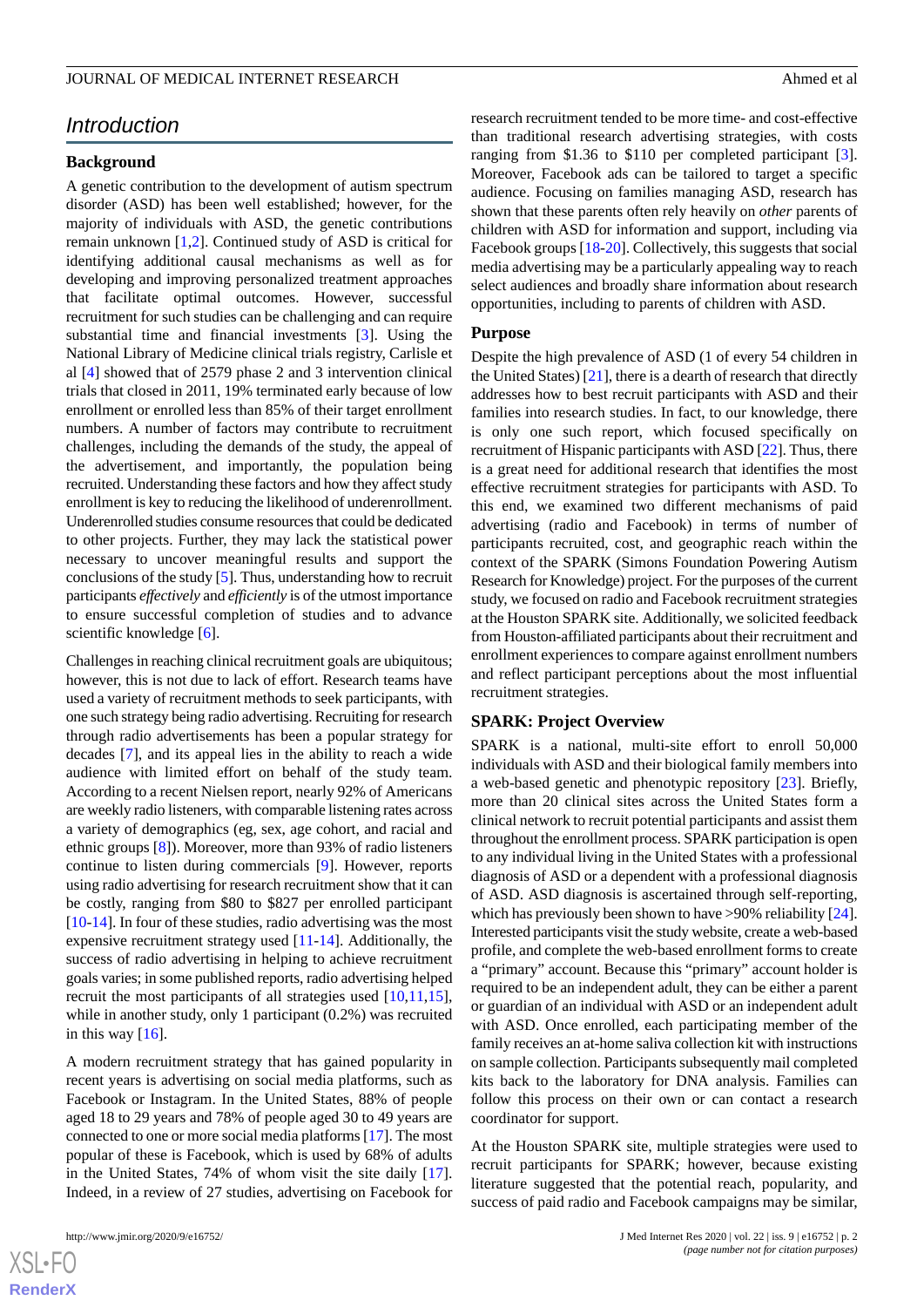## Introduction

### Background

A genetic contribution to the development of autism spectrum disorder (ASD) has been well established; however, for the majority of individuals with ASD, the genetic contributions remain unknown [1,2]. Continued study of ASD is critical for identifying additional causal mechanisms as well as for developing and improving personalized treatment approaches that facilitate optimal outcomes. However, successful recruitment for such studies can be challenging and can require substantial time and financial investments [3]. Using the National Library of Medicine clinical trials registry, Carlisle et al [4] showed that of 2579 phase 2 and 3 intervention clinical trials that closed in 2011, 19% terminated early because of low enrollment or enrolled less than 85% of their target enrollment numbers. A number of factors may contribute to recruitment challenges, including the demands of the study, the appeal of the advertisement, and importantly, the population being recruited. Understanding these factors and how they affect study enrollment is key to reducing the likelihood of underenrollment. Underenrolled studies consume resources that could be dedicated to other projects. Further, they may lack the statistical power necessary to uncover meaningful results and support the conclusions of the study [5]. Thus, understanding how to recruit participants *effectively* and *efficiently* is of the utmost importance to ensure successful completion of studies and to advance scientific knowledge [6].

Challenges in reaching clinical recruitment goals are ubiquitous; however, this is not due to lack of effort. Research teams have used a variety of recruitment methods to seek participants, with one such strategy being radio advertising. Recruiting for research through radio advertisements has been a popular strategy for decades [7], and its appeal lies in the ability to reach a wide audience with limited effort on behalf of the study team. According to a recent Nielsen report, nearly 92% of Americans are weekly radio listeners, with comparable listening rates across a variety of demographics (eg, sex, age cohort, and racial and ethnic groups [8]). Moreover, more than 93% of radio listeners continue to listen during commercials [9]. However, reports using radio advertising for research recruitment show that it can be costly, ranging from $80 to $827 per enrolled participant [10-14]. In four of these studies, radio advertising was the most expensive recruitment strategy used [11-14]. Additionally, the success of radio advertising in helping to achieve recruitment goals varies; in some published reports, radio advertising helped recruit the most participants of all strategies used [10,11,15], while in another study, only 1 participant (0.2%) was recruited in this way [16].

A modern recruitment strategy that has gained popularity in recent years is advertising on social media platforms, such as Facebook or Instagram. In the United States, 88% of people aged 18 to 29 years and 78% of people aged 30 to 49 years are connected to one or more social media platforms [17]. The most popular of these is Facebook, which is used by 68% of adults in the United States, 74% of whom visit the site daily [17]. Indeed, in a review of 27 studies, advertising on Facebook for research recruitment tended to be more time- and cost-effective than traditional research advertising strategies, with costs ranging from $1.36 to $110 per completed participant [3]. Moreover, Facebook ads can be tailored to target a specific audience. Focusing on families managing ASD, research has shown that these parents often rely heavily on *other* parents of children with ASD for information and support, including via Facebook groups [18-20]. Collectively, this suggests that social media advertising may be a particularly appealing way to reach select audiences and broadly share information about research opportunities, including to parents of children with ASD.

### Purpose

Despite the high prevalence of ASD (1 of every 54 children in the United States) [21], there is a dearth of research that directly addresses how to best recruit participants with ASD and their families into research studies. In fact, to our knowledge, there is only one such report, which focused specifically on recruitment of Hispanic participants with ASD [22]. Thus, there is a great need for additional research that identifies the most effective recruitment strategies for participants with ASD. To this end, we examined two different mechanisms of paid advertising (radio and Facebook) in terms of number of participants recruited, cost, and geographic reach within the context of the SPARK (Simons Foundation Powering Autism Research for Knowledge) project. For the purposes of the current study, we focused on radio and Facebook recruitment strategies at the Houston SPARK site. Additionally, we solicited feedback from Houston-affiliated participants about their recruitment and enrollment experiences to compare against enrollment numbers and reflect participant perceptions about the most influential recruitment strategies.

### SPARK: Project Overview

SPARK is a national, multi-site effort to enroll 50,000 individuals with ASD and their biological family members into a web-based genetic and phenotypic repository [23]. Briefly, more than 20 clinical sites across the United States form a clinical network to recruit potential participants and assist them throughout the enrollment process. SPARK participation is open to any individual living in the United States with a professional diagnosis of ASD or a dependent with a professional diagnosis of ASD. ASD diagnosis is ascertained through self-reporting, which has previously been shown to have >90% reliability [24]. Interested participants visit the study website, create a web-based profile, and complete the web-based enrollment forms to create a "primary" account. Because this "primary" account holder is required to be an independent adult, they can be either a parent or guardian of an individual with ASD or an independent adult with ASD. Once enrolled, each participating member of the family receives an at-home saliva collection kit with instructions on sample collection. Participants subsequently mail completed kits back to the laboratory for DNA analysis. Families can follow this process on their own or can contact a research coordinator for support.

At the Houston SPARK site, multiple strategies were used to recruit participants for SPARK; however, because existing literature suggested that the potential reach, popularity, and success of paid radio and Facebook campaigns may be similar,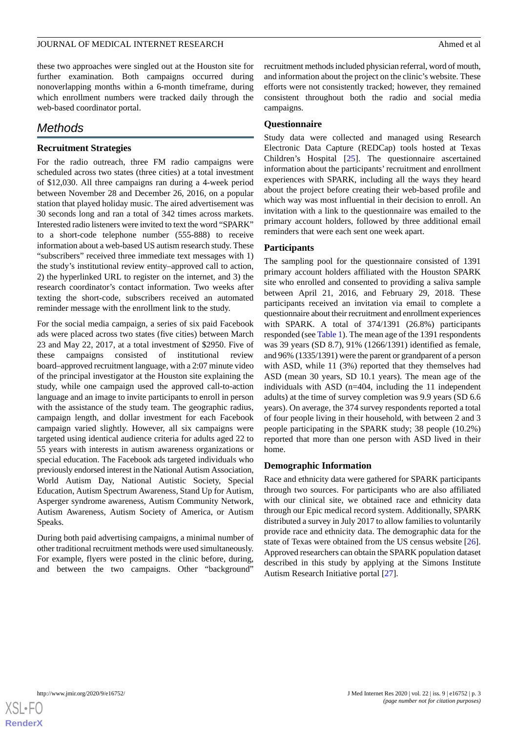these two approaches were singled out at the Houston site for further examination. Both campaigns occurred during nonoverlapping months within a 6-month timeframe, during which enrollment numbers were tracked daily through the web-based coordinator portal.

## Methods

### Recruitment Strategies

For the radio outreach, three FM radio campaigns were scheduled across two states (three cities) at a total investment of $12,030. All three campaigns ran during a 4-week period between November 28 and December 26, 2016, on a popular station that played holiday music. The aired advertisement was 30 seconds long and ran a total of 342 times across markets. Interested radio listeners were invited to text the word "SPARK" to a short-code telephone number (555-888) to receive information about a web-based US autism research study. These "subscribers" received three immediate text messages with 1) the study's institutional review entity–approved call to action, 2) the hyperlinked URL to register on the internet, and 3) the research coordinator's contact information. Two weeks after texting the short-code, subscribers received an automated reminder message with the enrollment link to the study.

For the social media campaign, a series of six paid Facebook ads were placed across two states (five cities) between March 23 and May 22, 2017, at a total investment of $2950. Five of these campaigns consisted of institutional review board–approved recruitment language, with a 2:07 minute video of the principal investigator at the Houston site explaining the study, while one campaign used the approved call-to-action language and an image to invite participants to enroll in person with the assistance of the study team. The geographic radius, campaign length, and dollar investment for each Facebook campaign varied slightly. However, all six campaigns were targeted using identical audience criteria for adults aged 22 to 55 years with interests in autism awareness organizations or special education. The Facebook ads targeted individuals who previously endorsed interest in the National Autism Association, World Autism Day, National Autistic Society, Special Education, Autism Spectrum Awareness, Stand Up for Autism, Asperger syndrome awareness, Autism Community Network, Autism Awareness, Autism Society of America, or Autism Speaks.

During both paid advertising campaigns, a minimal number of other traditional recruitment methods were used simultaneously. For example, flyers were posted in the clinic before, during, and between the two campaigns. Other "background" recruitment methods included physician referral, word of mouth, and information about the project on the clinic's website. These efforts were not consistently tracked; however, they remained consistent throughout both the radio and social media campaigns.

### Questionnaire

Study data were collected and managed using Research Electronic Data Capture (REDCap) tools hosted at Texas Children's Hospital [25]. The questionnaire ascertained information about the participants' recruitment and enrollment experiences with SPARK, including all the ways they heard about the project before creating their web-based profile and which way was most influential in their decision to enroll. An invitation with a link to the questionnaire was emailed to the primary account holders, followed by three additional email reminders that were each sent one week apart.

### Participants

The sampling pool for the questionnaire consisted of 1391 primary account holders affiliated with the Houston SPARK site who enrolled and consented to providing a saliva sample between April 21, 2016, and February 29, 2018. These participants received an invitation via email to complete a questionnaire about their recruitment and enrollment experiences with SPARK. A total of 374/1391 (26.8%) participants responded (see Table 1). The mean age of the 1391 respondents was 39 years (SD 8.7), 91% (1266/1391) identified as female, and 96% (1335/1391) were the parent or grandparent of a person with ASD, while 11 (3%) reported that they themselves had ASD (mean 30 years, SD 10.1 years). The mean age of the individuals with ASD (n=404, including the 11 independent adults) at the time of survey completion was 9.9 years (SD 6.6 years). On average, the 374 survey respondents reported a total of four people living in their household, with between 2 and 3 people participating in the SPARK study; 38 people (10.2%) reported that more than one person with ASD lived in their home.

### Demographic Information

Race and ethnicity data were gathered for SPARK participants through two sources. For participants who are also affiliated with our clinical site, we obtained race and ethnicity data through our Epic medical record system. Additionally, SPARK distributed a survey in July 2017 to allow families to voluntarily provide race and ethnicity data. The demographic data for the state of Texas were obtained from the US census website [26]. Approved researchers can obtain the SPARK population dataset described in this study by applying at the Simons Institute Autism Research Initiative portal [27].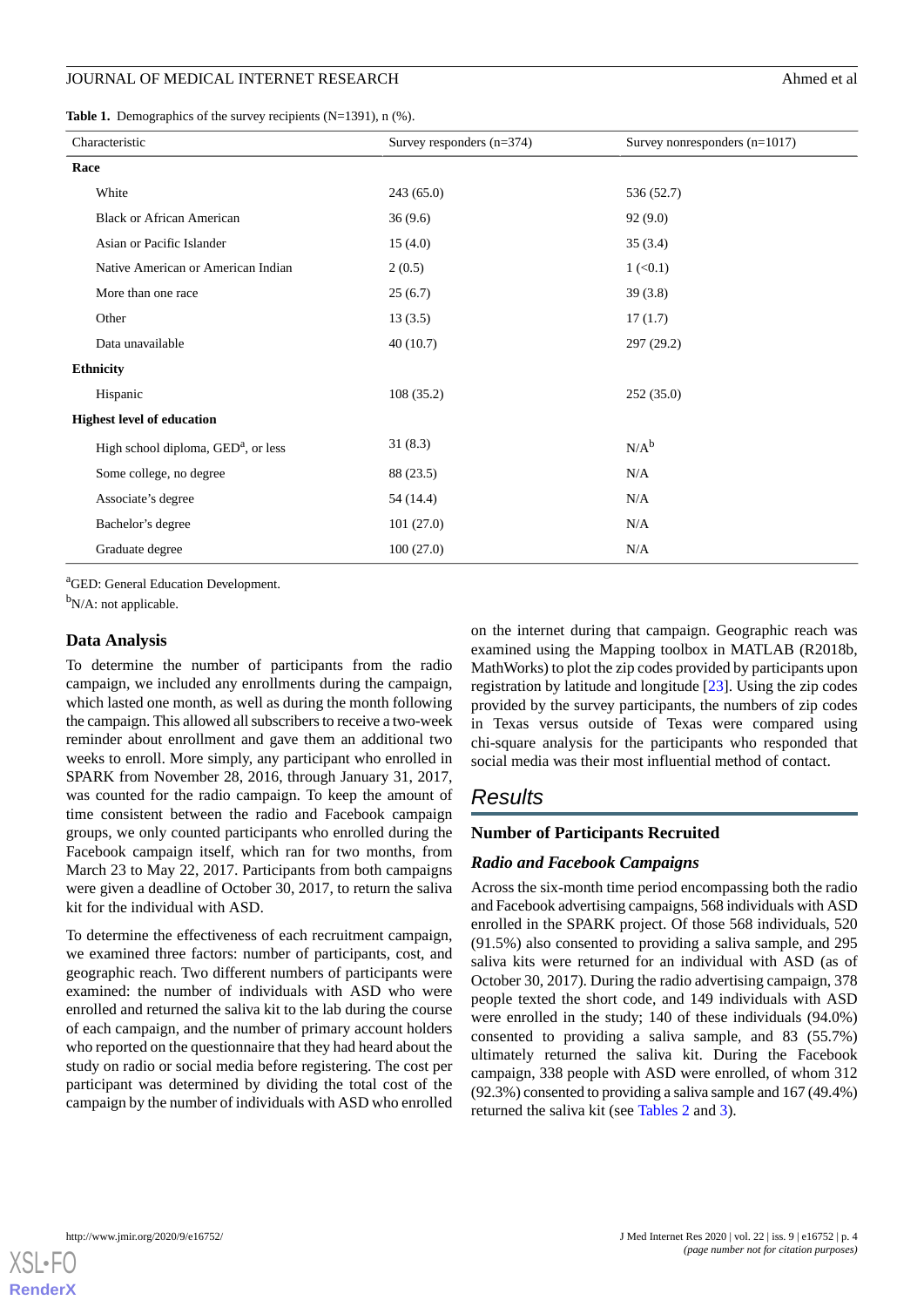**Table 1.** Demographics of the survey recipients (N=1391), n (%).

| Characteristic | Survey responders (n=374) | Survey nonresponders (n=1017) |
|---|---|---|
| **Race** | | |
| White | 243 (65.0) | 536 (52.7) |
| Black or African American | 36 (9.6) | 92 (9.0) |
| Asian or Pacific Islander | 15 (4.0) | 35 (3.4) |
| Native American or American Indian | 2 (0.5) | 1 (<0.1) |
| More than one race | 25 (6.7) | 39 (3.8) |
| Other | 13 (3.5) | 17 (1.7) |
| Data unavailable | 40 (10.7) | 297 (29.2) |
| **Ethnicity** | | |
| Hispanic | 108 (35.2) | 252 (35.0) |
| **Highest level of education** | | |
| High school diploma, GED[a], or less | 31 (8.3) | N/A[b] |
| Some college, no degree | 88 (23.5) | N/A |
| Associate's degree | 54 (14.4) | N/A |
| Bachelor's degree | 101 (27.0) | N/A |
| Graduate degree | 100 (27.0) | N/A |

[a]GED: General Education Development.

[b]N/A: not applicable.

### Data Analysis

To determine the number of participants from the radio campaign, we included any enrollments during the campaign, which lasted one month, as well as during the month following the campaign. This allowed all subscribers to receive a two-week reminder about enrollment and gave them an additional two weeks to enroll. More simply, any participant who enrolled in SPARK from November 28, 2016, through January 31, 2017, was counted for the radio campaign. To keep the amount of time consistent between the radio and Facebook campaign groups, we only counted participants who enrolled during the Facebook campaign itself, which ran for two months, from March 23 to May 22, 2017. Participants from both campaigns were given a deadline of October 30, 2017, to return the saliva kit for the individual with ASD.

To determine the effectiveness of each recruitment campaign, we examined three factors: number of participants, cost, and geographic reach. Two different numbers of participants were examined: the number of individuals with ASD who were enrolled and returned the saliva kit to the lab during the course of each campaign, and the number of primary account holders who reported on the questionnaire that they had heard about the study on radio or social media before registering. The cost per participant was determined by dividing the total cost of the campaign by the number of individuals with ASD who enrolled on the internet during that campaign. Geographic reach was examined using the Mapping toolbox in MATLAB (R2018b, MathWorks) to plot the zip codes provided by participants upon registration by latitude and longitude [23]. Using the zip codes provided by the survey participants, the numbers of zip codes in Texas versus outside of Texas were compared using chi-square analysis for the participants who responded that social media was their most influential method of contact.

## Results

### Number of Participants Recruited

#### *Radio and Facebook Campaigns*

Across the six-month time period encompassing both the radio and Facebook advertising campaigns, 568 individuals with ASD enrolled in the SPARK project. Of those 568 individuals, 520 (91.5%) also consented to providing a saliva sample, and 295 saliva kits were returned for an individual with ASD (as of October 30, 2017). During the radio advertising campaign, 378 people texted the short code, and 149 individuals with ASD were enrolled in the study; 140 of these individuals (94.0%) consented to providing a saliva sample, and 83 (55.7%) ultimately returned the saliva kit. During the Facebook campaign, 338 people with ASD were enrolled, of whom 312 (92.3%) consented to providing a saliva sample and 167 (49.4%) returned the saliva kit (see Tables 2 and 3).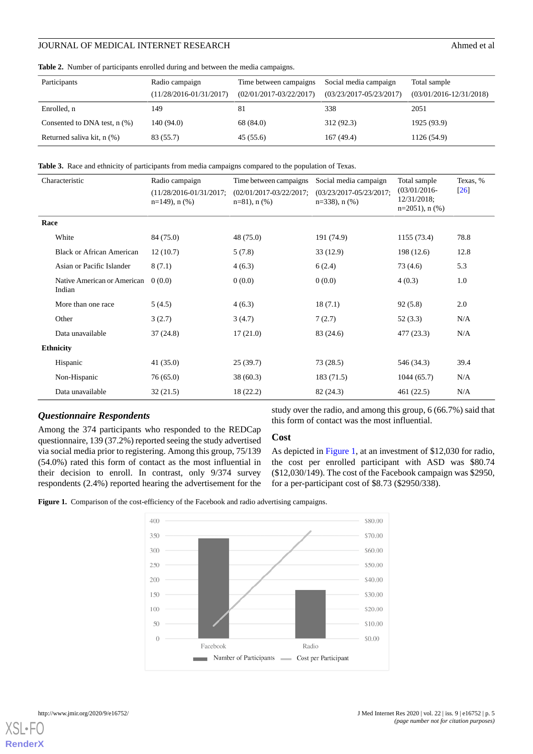**Table 2.** Number of participants enrolled during and between the media campaigns.

| Participants | Radio campaign (11/28/2016-01/31/2017) | Time between campaigns (02/01/2017-03/22/2017) | Social media campaign (03/23/2017-05/23/2017) | Total sample (03/01/2016-12/31/2018) |
|---|---|---|---|---|
| Enrolled, n | 149 | 81 | 338 | 2051 |
| Consented to DNA test, n (%) | 140 (94.0) | 68 (84.0) | 312 (92.3) | 1925 (93.9) |
| Returned saliva kit, n (%) | 83 (55.7) | 45 (55.6) | 167 (49.4) | 1126 (54.9) |

**Table 3.** Race and ethnicity of participants from media campaigns compared to the population of Texas.

| Characteristic | Radio campaign (11/28/2016-01/31/2017; n=149), n (%) | Time between campaigns (02/01/2017-03/22/2017; n=81), n (%) | Social media campaign (03/23/2017-05/23/2017; n=338), n (%) | Total sample (03/01/2016-12/31/2018; n=2051), n (%) | Texas, % [26] |
|---|---|---|---|---|---|
| **Race** | | | | | |
| White | 84 (75.0) | 48 (75.0) | 191 (74.9) | 1155 (73.4) | 78.8 |
| Black or African American | 12 (10.7) | 5 (7.8) | 33 (12.9) | 198 (12.6) | 12.8 |
| Asian or Pacific Islander | 8 (7.1) | 4 (6.3) | 6 (2.4) | 73 (4.6) | 5.3 |
| Native American or American Indian | 0 (0.0) | 0 (0.0) | 0 (0.0) | 4 (0.3) | 1.0 |
| More than one race | 5 (4.5) | 4 (6.3) | 18 (7.1) | 92 (5.8) | 2.0 |
| Other | 3 (2.7) | 3 (4.7) | 7 (2.7) | 52 (3.3) | N/A |
| Data unavailable | 37 (24.8) | 17 (21.0) | 83 (24.6) | 477 (23.3) | N/A |
| **Ethnicity** | | | | | |
| Hispanic | 41 (35.0) | 25 (39.7) | 73 (28.5) | 546 (34.3) | 39.4 |
| Non-Hispanic | 76 (65.0) | 38 (60.3) | 183 (71.5) | 1044 (65.7) | N/A |
| Data unavailable | 32 (21.5) | 18 (22.2) | 82 (24.3) | 461 (22.5) | N/A |

### *Questionnaire Respondents*

Among the 374 participants who responded to the REDCap questionnaire, 139 (37.2%) reported seeing the study advertised via social media prior to registering. Among this group, 75/139 (54.0%) rated this form of contact as the most influential in their decision to enroll. In contrast, only 9/374 survey respondents (2.4%) reported hearing the advertisement for the study over the radio, and among this group, 6 (66.7%) said that this form of contact was the most influential.

### Cost

As depicted in Figure 1, at an investment of $12,030 for radio, the cost per enrolled participant with ASD was $80.74 ($12,030/149). The cost of the Facebook campaign was $2950, for a per-participant cost of $8.73 ($2950/338).

**Figure 1.** Comparison of the cost-efficiency of the Facebook and radio advertising campaigns.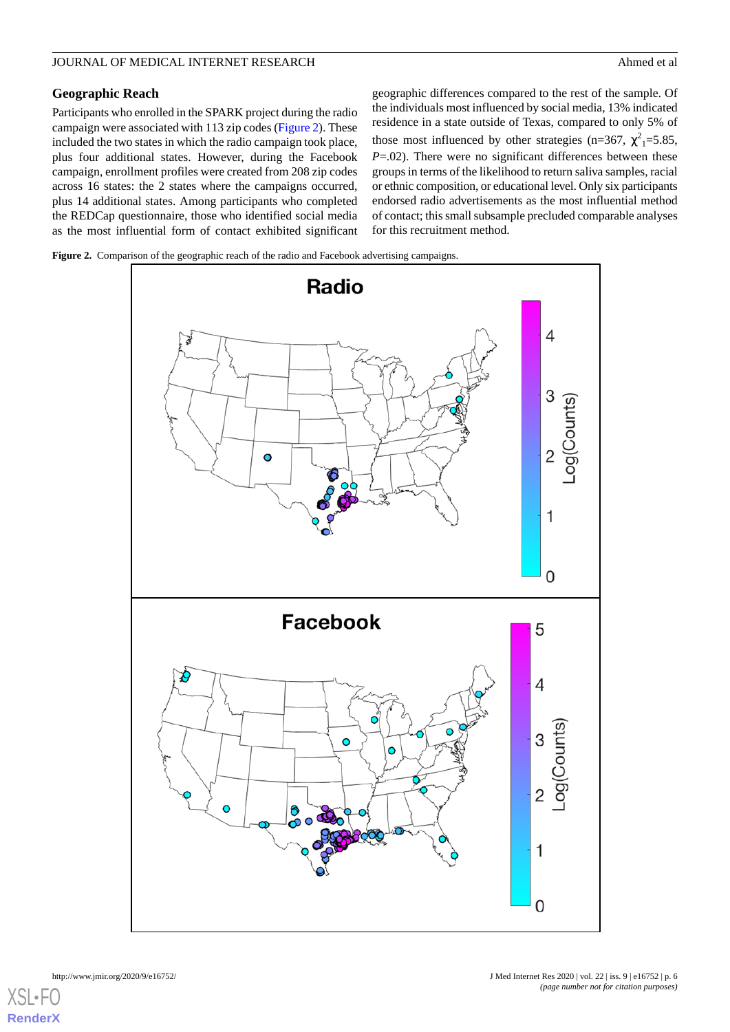### Geographic Reach

Participants who enrolled in the SPARK project during the radio campaign were associated with 113 zip codes (Figure 2). These included the two states in which the radio campaign took place, plus four additional states. However, during the Facebook campaign, enrollment profiles were created from 208 zip codes across 16 states: the 2 states where the campaigns occurred, plus 14 additional states. Among participants who completed the REDCap questionnaire, those who identified social media as the most influential form of contact exhibited significant geographic differences compared to the rest of the sample. Of the individuals most influenced by social media, 13% indicated residence in a state outside of Texas, compared to only 5% of those most influenced by other strategies (n=367, $\chi^2_1$=5.85, $P$=.02). There were no significant differences between these groups in terms of the likelihood to return saliva samples, racial or ethnic composition, or educational level. Only six participants endorsed radio advertisements as the most influential method of contact; this small subsample precluded comparable analyses for this recruitment method.

**Figure 2.** Comparison of the geographic reach of the radio and Facebook advertising campaigns.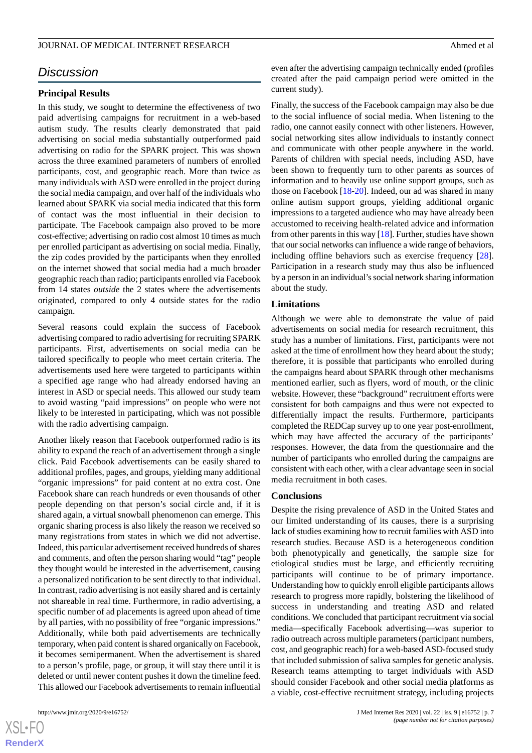## Discussion

### Principal Results

In this study, we sought to determine the effectiveness of two paid advertising campaigns for recruitment in a web-based autism study. The results clearly demonstrated that paid advertising on social media substantially outperformed paid advertising on radio for the SPARK project. This was shown across the three examined parameters of numbers of enrolled participants, cost, and geographic reach. More than twice as many individuals with ASD were enrolled in the project during the social media campaign, and over half of the individuals who learned about SPARK via social media indicated that this form of contact was the most influential in their decision to participate. The Facebook campaign also proved to be more cost-effective; advertising on radio cost almost 10 times as much per enrolled participant as advertising on social media. Finally, the zip codes provided by the participants when they enrolled on the internet showed that social media had a much broader geographic reach than radio; participants enrolled via Facebook from 14 states *outside* the 2 states where the advertisements originated, compared to only 4 outside states for the radio campaign.

Several reasons could explain the success of Facebook advertising compared to radio advertising for recruiting SPARK participants. First, advertisements on social media can be tailored specifically to people who meet certain criteria. The advertisements used here were targeted to participants within a specified age range who had already endorsed having an interest in ASD or special needs. This allowed our study team to avoid wasting "paid impressions" on people who were not likely to be interested in participating, which was not possible with the radio advertising campaign.

Another likely reason that Facebook outperformed radio is its ability to expand the reach of an advertisement through a single click. Paid Facebook advertisements can be easily shared to additional profiles, pages, and groups, yielding many additional "organic impressions" for paid content at no extra cost. One Facebook share can reach hundreds or even thousands of other people depending on that person's social circle and, if it is shared again, a virtual snowball phenomenon can emerge. This organic sharing process is also likely the reason we received so many registrations from states in which we did not advertise. Indeed, this particular advertisement received hundreds of shares and comments, and often the person sharing would "tag" people they thought would be interested in the advertisement, causing a personalized notification to be sent directly to that individual. In contrast, radio advertising is not easily shared and is certainly not shareable in real time. Furthermore, in radio advertising, a specific number of ad placements is agreed upon ahead of time by all parties, with no possibility of free "organic impressions." Additionally, while both paid advertisements are technically temporary, when paid content is shared organically on Facebook, it becomes semipermanent. When the advertisement is shared to a person's profile, page, or group, it will stay there until it is deleted or until newer content pushes it down the timeline feed. This allowed our Facebook advertisements to remain influential even after the advertising campaign technically ended (profiles created after the paid campaign period were omitted in the current study).

Finally, the success of the Facebook campaign may also be due to the social influence of social media. When listening to the radio, one cannot easily connect with other listeners. However, social networking sites allow individuals to instantly connect and communicate with other people anywhere in the world. Parents of children with special needs, including ASD, have been shown to frequently turn to other parents as sources of information and to heavily use online support groups, such as those on Facebook [18-20]. Indeed, our ad was shared in many online autism support groups, yielding additional organic impressions to a targeted audience who may have already been accustomed to receiving health-related advice and information from other parents in this way [18]. Further, studies have shown that our social networks can influence a wide range of behaviors, including offline behaviors such as exercise frequency [28]. Participation in a research study may thus also be influenced by a person in an individual's social network sharing information about the study.

### Limitations

Although we were able to demonstrate the value of paid advertisements on social media for research recruitment, this study has a number of limitations. First, participants were not asked at the time of enrollment how they heard about the study; therefore, it is possible that participants who enrolled during the campaigns heard about SPARK through other mechanisms mentioned earlier, such as flyers, word of mouth, or the clinic website. However, these "background" recruitment efforts were consistent for both campaigns and thus were not expected to differentially impact the results. Furthermore, participants completed the REDCap survey up to one year post-enrollment, which may have affected the accuracy of the participants' responses. However, the data from the questionnaire and the number of participants who enrolled during the campaigns are consistent with each other, with a clear advantage seen in social media recruitment in both cases.

### Conclusions

Despite the rising prevalence of ASD in the United States and our limited understanding of its causes, there is a surprising lack of studies examining how to recruit families with ASD into research studies. Because ASD is a heterogeneous condition both phenotypically and genetically, the sample size for etiological studies must be large, and efficiently recruiting participants will continue to be of primary importance. Understanding how to quickly enroll eligible participants allows research to progress more rapidly, bolstering the likelihood of success in understanding and treating ASD and related conditions. We concluded that participant recruitment via social media—specifically Facebook advertising—was superior to radio outreach across multiple parameters (participant numbers, cost, and geographic reach) for a web-based ASD-focused study that included submission of saliva samples for genetic analysis. Research teams attempting to target individuals with ASD should consider Facebook and other social media platforms as a viable, cost-effective recruitment strategy, including projects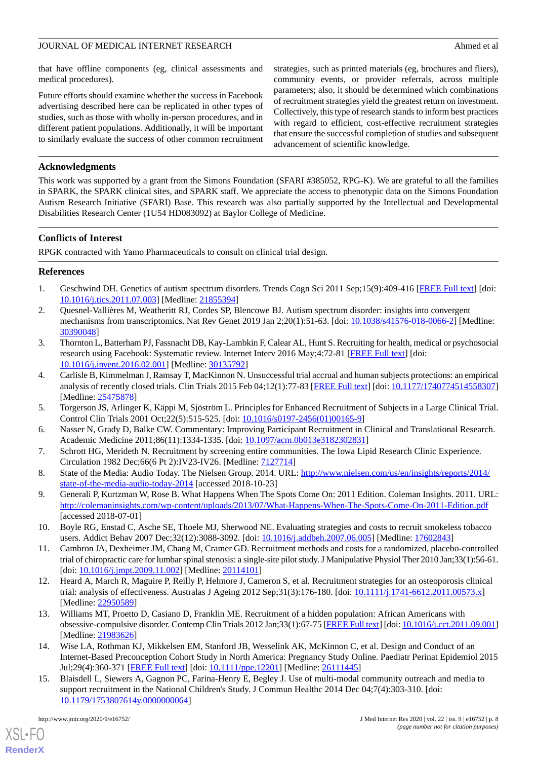that have offline components (eg, clinical assessments and medical procedures).

Future efforts should examine whether the success in Facebook advertising described here can be replicated in other types of studies, such as those with wholly in-person procedures, and in different patient populations. Additionally, it will be important to similarly evaluate the success of other common recruitment strategies, such as printed materials (eg, brochures and fliers), community events, or provider referrals, across multiple parameters; also, it should be determined which combinations of recruitment strategies yield the greatest return on investment. Collectively, this type of research stands to inform best practices with regard to efficient, cost-effective recruitment strategies that ensure the successful completion of studies and subsequent advancement of scientific knowledge.

## Acknowledgments

This work was supported by a grant from the Simons Foundation (SFARI #385052, RPG-K). We are grateful to all the families in SPARK, the SPARK clinical sites, and SPARK staff. We appreciate the access to phenotypic data on the Simons Foundation Autism Research Initiative (SFARI) Base. This research was also partially supported by the Intellectual and Developmental Disabilities Research Center (1U54 HD083092) at Baylor College of Medicine.

## Conflicts of Interest

RPGK contracted with Yamo Pharmaceuticals to consult on clinical trial design.

## References

1. Geschwind DH. Genetics of autism spectrum disorders. Trends Cogn Sci 2011 Sep;15(9):409-416 [FREE Full text] [doi: 10.1016/j.tics.2011.07.003] [Medline: 21855394]
2. Quesnel-Vallières M, Weatheritt RJ, Cordes SP, Blencowe BJ. Autism spectrum disorder: insights into convergent mechanisms from transcriptomics. Nat Rev Genet 2019 Jan 2;20(1):51-63. [doi: 10.1038/s41576-018-0066-2] [Medline: 30390048]
3. Thornton L, Batterham PJ, Fassnacht DB, Kay-Lambkin F, Calear AL, Hunt S. Recruiting for health, medical or psychosocial research using Facebook: Systematic review. Internet Interv 2016 May;4:72-81 [FREE Full text] [doi: 10.1016/j.invent.2016.02.001] [Medline: 30135792]
4. Carlisle B, Kimmelman J, Ramsay T, MacKinnon N. Unsuccessful trial accrual and human subjects protections: an empirical analysis of recently closed trials. Clin Trials 2015 Feb 04;12(1):77-83 [FREE Full text] [doi: 10.1177/1740774514558307] [Medline: 25475878]
5. Torgerson JS, Arlinger K, Käppi M, Sjöström L. Principles for Enhanced Recruitment of Subjects in a Large Clinical Trial. Control Clin Trials 2001 Oct;22(5):515-525. [doi: 10.1016/s0197-2456(01)00165-9]
6. Nasser N, Grady D, Balke CW. Commentary: Improving Participant Recruitment in Clinical and Translational Research. Academic Medicine 2011;86(11):1334-1335. [doi: 10.1097/acm.0b013e3182302831]
7. Schrott HG, Merideth N. Recruitment by screening entire communities. The Iowa Lipid Research Clinic Experience. Circulation 1982 Dec;66(6 Pt 2):IV23-IV26. [Medline: 7127714]
8. State of the Media: Audio Today. The Nielsen Group. 2014. URL: http://www.nielsen.com/us/en/insights/reports/2014/state-of-the-media-audio-today-2014 [accessed 2018-10-23]
9. Generali P, Kurtzman W, Rose B. What Happens When The Spots Come On: 2011 Edition. Coleman Insights. 2011. URL: http://colemaninsights.com/wp-content/uploads/2013/07/What-Happens-When-The-Spots-Come-On-2011-Edition.pdf [accessed 2018-07-01]
10. Boyle RG, Enstad C, Asche SE, Thoele MJ, Sherwood NE. Evaluating strategies and costs to recruit smokeless tobacco users. Addict Behav 2007 Dec;32(12):3088-3092. [doi: 10.1016/j.addbeh.2007.06.005] [Medline: 17602843]
11. Cambron JA, Dexheimer JM, Chang M, Cramer GD. Recruitment methods and costs for a randomized, placebo-controlled trial of chiropractic care for lumbar spinal stenosis: a single-site pilot study. J Manipulative Physiol Ther 2010 Jan;33(1):56-61. [doi: 10.1016/j.jmpt.2009.11.002] [Medline: 20114101]
12. Heard A, March R, Maguire P, Reilly P, Helmore J, Cameron S, et al. Recruitment strategies for an osteoporosis clinical trial: analysis of effectiveness. Australas J Ageing 2012 Sep;31(3):176-180. [doi: 10.1111/j.1741-6612.2011.00573.x] [Medline: 22950589]
13. Williams MT, Proetto D, Casiano D, Franklin ME. Recruitment of a hidden population: African Americans with obsessive-compulsive disorder. Contemp Clin Trials 2012 Jan;33(1):67-75 [FREE Full text] [doi: 10.1016/j.cct.2011.09.001] [Medline: 21983626]
14. Wise LA, Rothman KJ, Mikkelsen EM, Stanford JB, Wesselink AK, McKinnon C, et al. Design and Conduct of an Internet-Based Preconception Cohort Study in North America: Pregnancy Study Online. Paediatr Perinat Epidemiol 2015 Jul;29(4):360-371 [FREE Full text] [doi: 10.1111/ppe.12201] [Medline: 26111445]
15. Blaisdell L, Siewers A, Gagnon PC, Farina-Henry E, Begley J. Use of multi-modal community outreach and media to support recruitment in the National Children's Study. J Commun Healthc 2014 Dec 04;7(4):303-310. [doi: 10.1179/1753807614y.0000000064]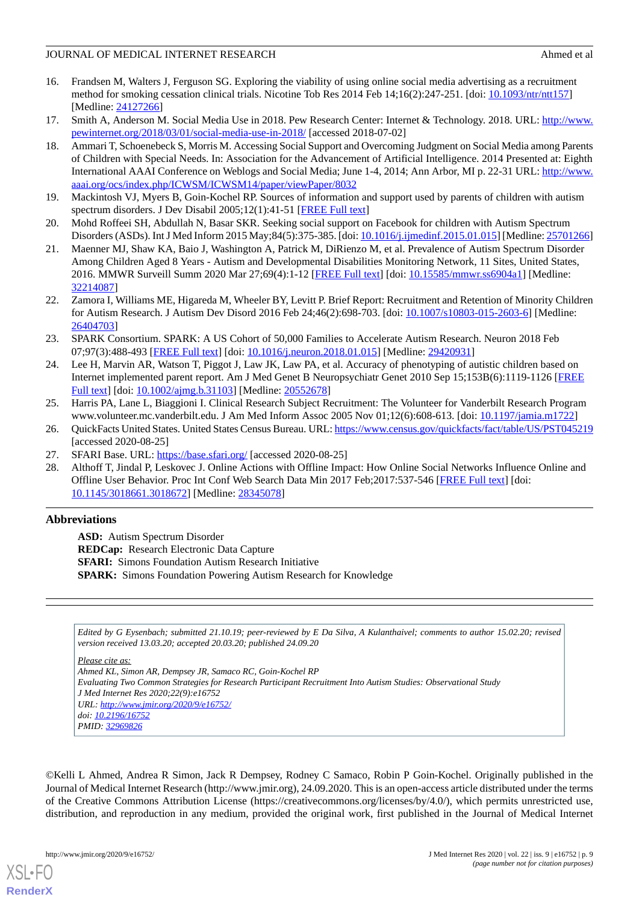16. Frandsen M, Walters J, Ferguson SG. Exploring the viability of using online social media advertising as a recruitment method for smoking cessation clinical trials. Nicotine Tob Res 2014 Feb 14;16(2):247-251. [doi: 10.1093/ntr/ntt157] [Medline: 24127266]
17. Smith A, Anderson M. Social Media Use in 2018. Pew Research Center: Internet & Technology. 2018. URL: http://www.pewinternet.org/2018/03/01/social-media-use-in-2018/ [accessed 2018-07-02]
18. Ammari T, Schoenebeck S, Morris M. Accessing Social Support and Overcoming Judgment on Social Media among Parents of Children with Special Needs. In: Association for the Advancement of Artificial Intelligence. 2014 Presented at: Eighth International AAAI Conference on Weblogs and Social Media; June 1-4, 2014; Ann Arbor, MI p. 22-31 URL: http://www.aaai.org/ocs/index.php/ICWSM/ICWSM14/paper/viewPaper/8032
19. Mackintosh VJ, Myers B, Goin-Kochel RP. Sources of information and support used by parents of children with autism spectrum disorders. J Dev Disabil 2005;12(1):41-51 [FREE Full text]
20. Mohd Roffeei SH, Abdullah N, Basar SKR. Seeking social support on Facebook for children with Autism Spectrum Disorders (ASDs). Int J Med Inform 2015 May;84(5):375-385. [doi: 10.1016/j.ijmedinf.2015.01.015] [Medline: 25701266]
21. Maenner MJ, Shaw KA, Baio J, Washington A, Patrick M, DiRienzo M, et al. Prevalence of Autism Spectrum Disorder Among Children Aged 8 Years - Autism and Developmental Disabilities Monitoring Network, 11 Sites, United States, 2016. MMWR Surveill Summ 2020 Mar 27;69(4):1-12 [FREE Full text] [doi: 10.15585/mmwr.ss6904a1] [Medline: 32214087]
22. Zamora I, Williams ME, Higareda M, Wheeler BY, Levitt P. Brief Report: Recruitment and Retention of Minority Children for Autism Research. J Autism Dev Disord 2016 Feb 24;46(2):698-703. [doi: 10.1007/s10803-015-2603-6] [Medline: 26404703]
23. SPARK Consortium. SPARK: A US Cohort of 50,000 Families to Accelerate Autism Research. Neuron 2018 Feb 07;97(3):488-493 [FREE Full text] [doi: 10.1016/j.neuron.2018.01.015] [Medline: 29420931]
24. Lee H, Marvin AR, Watson T, Piggot J, Law JK, Law PA, et al. Accuracy of phenotyping of autistic children based on Internet implemented parent report. Am J Med Genet B Neuropsychiatr Genet 2010 Sep 15;153B(6):1119-1126 [FREE Full text] [doi: 10.1002/ajmg.b.31103] [Medline: 20552678]
25. Harris PA, Lane L, Biaggioni I. Clinical Research Subject Recruitment: The Volunteer for Vanderbilt Research Program www.volunteer.mc.vanderbilt.edu. J Am Med Inform Assoc 2005 Nov 01;12(6):608-613. [doi: 10.1197/jamia.m1722]
26. QuickFacts United States. United States Census Bureau. URL: https://www.census.gov/quickfacts/fact/table/US/PST045219 [accessed 2020-08-25]
27. SFARI Base. URL: https://base.sfari.org/ [accessed 2020-08-25]
28. Althoff T, Jindal P, Leskovec J. Online Actions with Offline Impact: How Online Social Networks Influence Online and Offline User Behavior. Proc Int Conf Web Search Data Min 2017 Feb;2017:537-546 [FREE Full text] [doi: 10.1145/3018661.3018672] [Medline: 28345078]

## Abbreviations

**ASD:** Autism Spectrum Disorder
**REDCap:** Research Electronic Data Capture
**SFARI:** Simons Foundation Autism Research Initiative
**SPARK:** Simons Foundation Powering Autism Research for Knowledge

*Edited by G Eysenbach; submitted 21.10.19; peer-reviewed by E Da Silva, A Kulanthaivel; comments to author 15.02.20; revised version received 13.03.20; accepted 20.03.20; published 24.09.20*

*Please cite as:*
*Ahmed KL, Simon AR, Dempsey JR, Samaco RC, Goin-Kochel RP*
*Evaluating Two Common Strategies for Research Participant Recruitment Into Autism Studies: Observational Study*
*J Med Internet Res 2020;22(9):e16752*
*URL: http://www.jmir.org/2020/9/e16752/*
*doi: 10.2196/16752*
*PMID: 32969826*

©Kelli L Ahmed, Andrea R Simon, Jack R Dempsey, Rodney C Samaco, Robin P Goin-Kochel. Originally published in the Journal of Medical Internet Research (http://www.jmir.org), 24.09.2020. This is an open-access article distributed under the terms of the Creative Commons Attribution License (https://creativecommons.org/licenses/by/4.0/), which permits unrestricted use, distribution, and reproduction in any medium, provided the original work, first published in the Journal of Medical Internet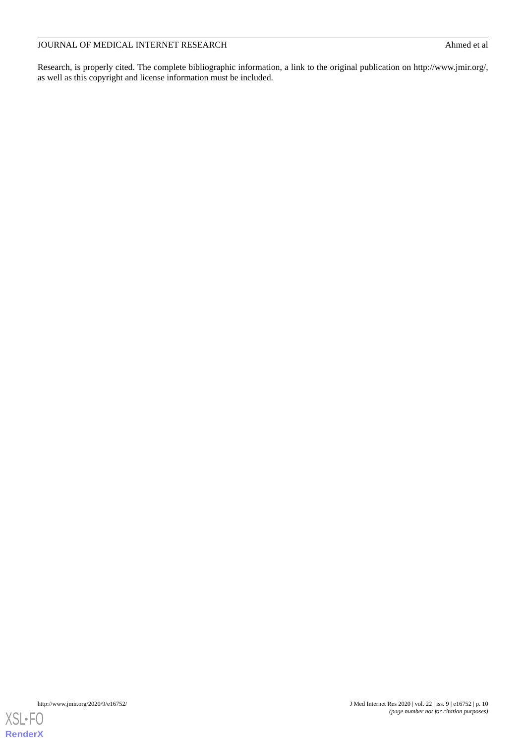Research, is properly cited. The complete bibliographic information, a link to the original publication on http://www.jmir.org/, as well as this copyright and license information must be included.